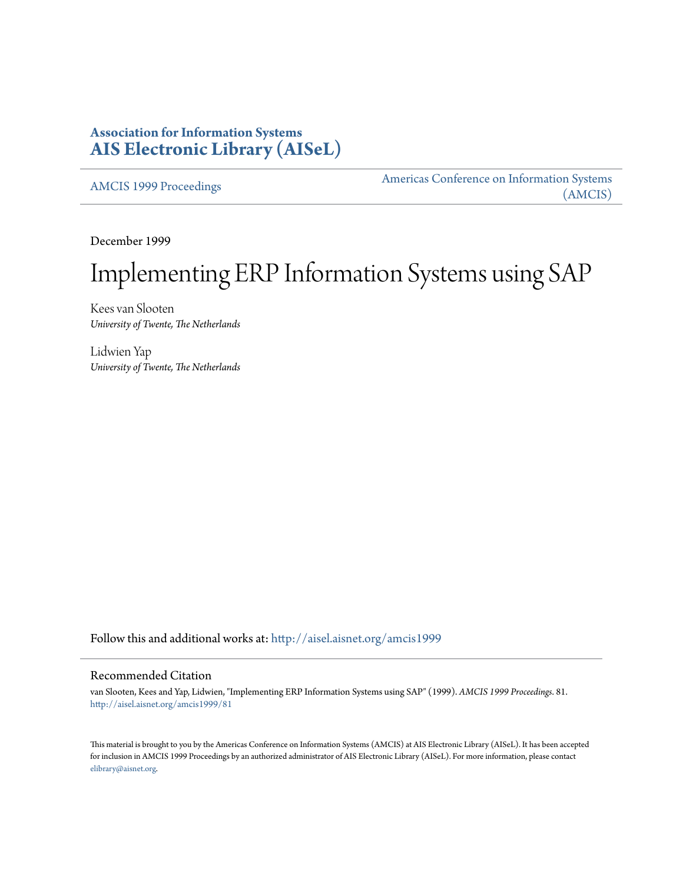# Association for Information Systems
## AIS Electronic Library (AISeL)

AMCIS 1999 Proceedings

Americas Conference on Information Systems (AMCIS)

December 1999

# Implementing ERP Information Systems using SAP

Kees van Slooten
*University of Twente, The Netherlands*

Lidwien Yap
*University of Twente, The Netherlands*

Follow this and additional works at: http://aisel.aisnet.org/amcis1999

## Recommended Citation

van Slooten, Kees and Yap, Lidwien, "Implementing ERP Information Systems using SAP" (1999). *AMCIS 1999 Proceedings*. 81.
http://aisel.aisnet.org/amcis1999/81

This material is brought to you by the Americas Conference on Information Systems (AMCIS) at AIS Electronic Library (AISeL). It has been accepted for inclusion in AMCIS 1999 Proceedings by an authorized administrator of AIS Electronic Library (AISeL). For more information, please contact elibrary@aisnet.org.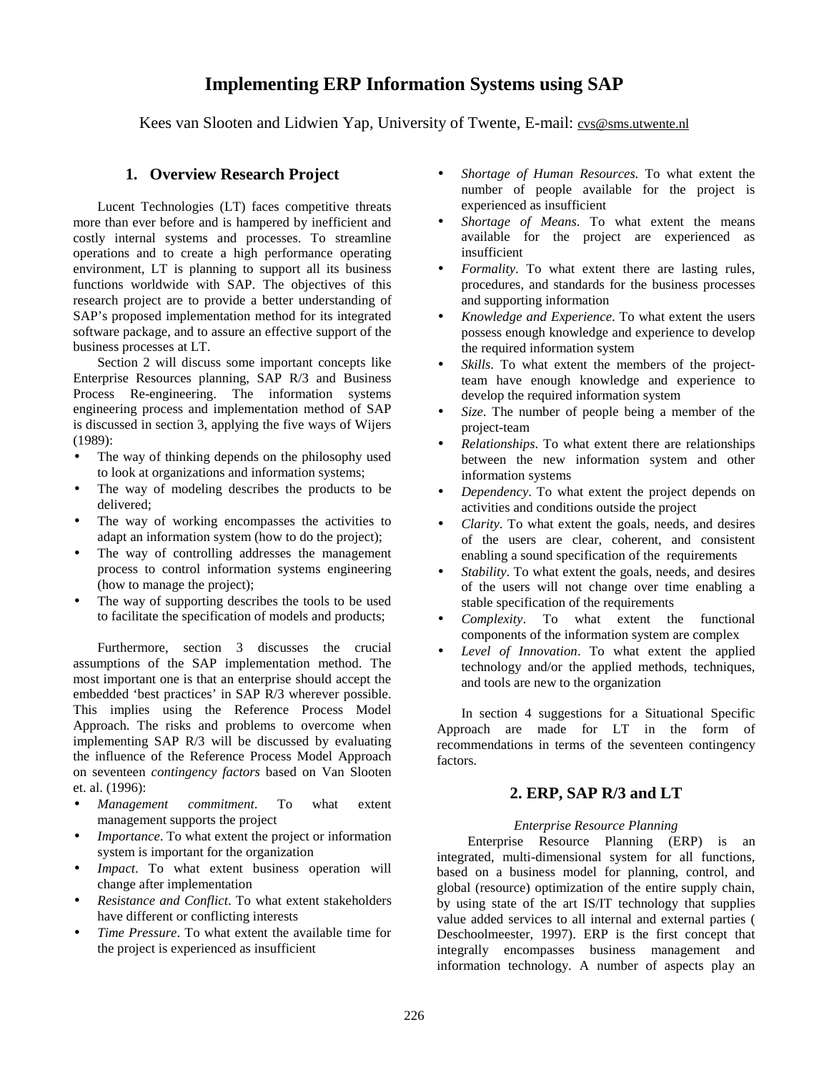# Implementing ERP Information Systems using SAP

Kees van Slooten and Lidwien Yap, University of Twente, E-mail: cvs@sms.utwente.nl

## 1. Overview Research Project

Lucent Technologies (LT) faces competitive threats more than ever before and is hampered by inefficient and costly internal systems and processes. To streamline operations and to create a high performance operating environment, LT is planning to support all its business functions worldwide with SAP. The objectives of this research project are to provide a better understanding of SAP's proposed implementation method for its integrated software package, and to assure an effective support of the business processes at LT.

Section 2 will discuss some important concepts like Enterprise Resources planning, SAP R/3 and Business Process Re-engineering. The information systems engineering process and implementation method of SAP is discussed in section 3, applying the five ways of Wijers (1989):

- The way of thinking depends on the philosophy used to look at organizations and information systems;
- The way of modeling describes the products to be delivered;
- The way of working encompasses the activities to adapt an information system (how to do the project);
- The way of controlling addresses the management process to control information systems engineering (how to manage the project);
- The way of supporting describes the tools to be used to facilitate the specification of models and products;

Furthermore, section 3 discusses the crucial assumptions of the SAP implementation method. The most important one is that an enterprise should accept the embedded 'best practices' in SAP R/3 wherever possible. This implies using the Reference Process Model Approach. The risks and problems to overcome when implementing SAP R/3 will be discussed by evaluating the influence of the Reference Process Model Approach on seventeen *contingency factors* based on Van Slooten et. al. (1996):

- *Management commitment*. To what extent management supports the project
- *Importance*. To what extent the project or information system is important for the organization
- *Impact*. To what extent business operation will change after implementation
- *Resistance and Conflict*. To what extent stakeholders have different or conflicting interests
- *Time Pressure*. To what extent the available time for the project is experienced as insufficient
- *Shortage of Human Resources.* To what extent the number of people available for the project is experienced as insufficient
- *Shortage of Means*. To what extent the means available for the project are experienced as insufficient
- *Formality*. To what extent there are lasting rules, procedures, and standards for the business processes and supporting information
- *Knowledge and Experience*. To what extent the users possess enough knowledge and experience to develop the required information system
- *Skills*. To what extent the members of the project-team have enough knowledge and experience to develop the required information system
- *Size*. The number of people being a member of the project-team
- *Relationships*. To what extent there are relationships between the new information system and other information systems
- *Dependency*. To what extent the project depends on activities and conditions outside the project
- *Clarity*. To what extent the goals, needs, and desires of the users are clear, coherent, and consistent enabling a sound specification of the requirements
- *Stability*. To what extent the goals, needs, and desires of the users will not change over time enabling a stable specification of the requirements
- *Complexity*. To what extent the functional components of the information system are complex
- *Level of Innovation*. To what extent the applied technology and/or the applied methods, techniques, and tools are new to the organization

In section 4 suggestions for a Situational Specific Approach are made for LT in the form of recommendations in terms of the seventeen contingency factors.

## 2. ERP, SAP R/3 and LT

### *Enterprise Resource Planning*

Enterprise Resource Planning (ERP) is an integrated, multi-dimensional system for all functions, based on a business model for planning, control, and global (resource) optimization of the entire supply chain, by using state of the art IS/IT technology that supplies value added services to all internal and external parties ( Deschoolmeester, 1997). ERP is the first concept that integrally encompasses business management and information technology. A number of aspects play an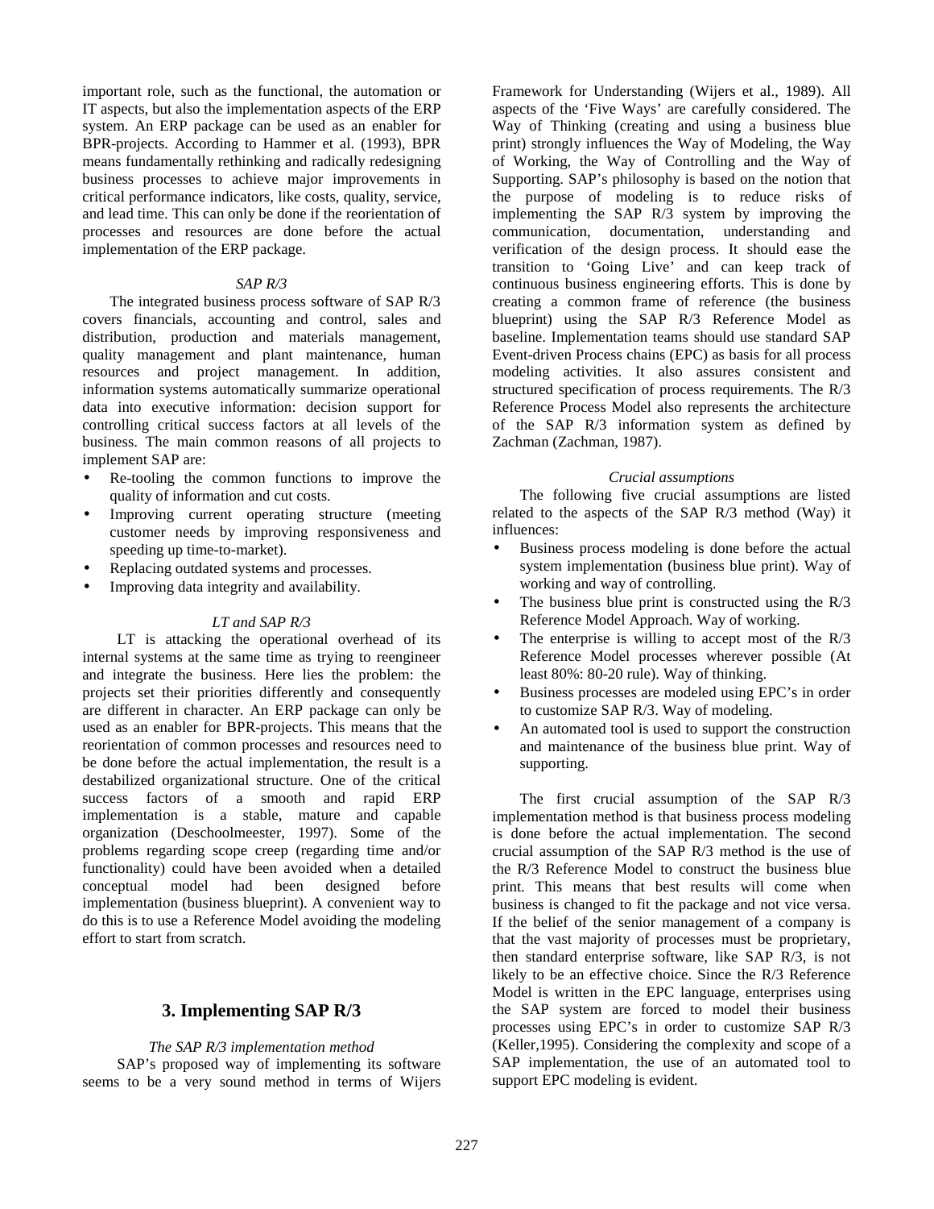important role, such as the functional, the automation or IT aspects, but also the implementation aspects of the ERP system. An ERP package can be used as an enabler for BPR-projects. According to Hammer et al. (1993), BPR means fundamentally rethinking and radically redesigning business processes to achieve major improvements in critical performance indicators, like costs, quality, service, and lead time. This can only be done if the reorientation of processes and resources are done before the actual implementation of the ERP package.

*SAP R/3*

The integrated business process software of SAP R/3 covers financials, accounting and control, sales and distribution, production and materials management, quality management and plant maintenance, human resources and project management. In addition, information systems automatically summarize operational data into executive information: decision support for controlling critical success factors at all levels of the business. The main common reasons of all projects to implement SAP are:

- Re-tooling the common functions to improve the quality of information and cut costs.
- Improving current operating structure (meeting customer needs by improving responsiveness and speeding up time-to-market).
- Replacing outdated systems and processes.
- Improving data integrity and availability.

*LT and SAP R/3*

LT is attacking the operational overhead of its internal systems at the same time as trying to reengineer and integrate the business. Here lies the problem: the projects set their priorities differently and consequently are different in character. An ERP package can only be used as an enabler for BPR-projects. This means that the reorientation of common processes and resources need to be done before the actual implementation, the result is a destabilized organizational structure. One of the critical success factors of a smooth and rapid ERP implementation is a stable, mature and capable organization (Deschoolmeester, 1997). Some of the problems regarding scope creep (regarding time and/or functionality) could have been avoided when a detailed conceptual model had been designed before implementation (business blueprint). A convenient way to do this is to use a Reference Model avoiding the modeling effort to start from scratch.

## 3. Implementing SAP R/3

*The SAP R/3 implementation method*

SAP's proposed way of implementing its software seems to be a very sound method in terms of Wijers Framework for Understanding (Wijers et al., 1989). All aspects of the 'Five Ways' are carefully considered. The Way of Thinking (creating and using a business blue print) strongly influences the Way of Modeling, the Way of Working, the Way of Controlling and the Way of Supporting. SAP's philosophy is based on the notion that the purpose of modeling is to reduce risks of implementing the SAP R/3 system by improving the communication, documentation, understanding and verification of the design process. It should ease the transition to 'Going Live' and can keep track of continuous business engineering efforts. This is done by creating a common frame of reference (the business blueprint) using the SAP R/3 Reference Model as baseline. Implementation teams should use standard SAP Event-driven Process chains (EPC) as basis for all process modeling activities. It also assures consistent and structured specification of process requirements. The R/3 Reference Process Model also represents the architecture of the SAP R/3 information system as defined by Zachman (Zachman, 1987).

*Crucial assumptions*

The following five crucial assumptions are listed related to the aspects of the SAP R/3 method (Way) it influences:

- Business process modeling is done before the actual system implementation (business blue print). Way of working and way of controlling.
- The business blue print is constructed using the R/3 Reference Model Approach. Way of working.
- The enterprise is willing to accept most of the R/3 Reference Model processes wherever possible (At least 80%: 80-20 rule). Way of thinking.
- Business processes are modeled using EPC's in order to customize SAP R/3. Way of modeling.
- An automated tool is used to support the construction and maintenance of the business blue print. Way of supporting.

The first crucial assumption of the SAP R/3 implementation method is that business process modeling is done before the actual implementation. The second crucial assumption of the SAP R/3 method is the use of the R/3 Reference Model to construct the business blue print. This means that best results will come when business is changed to fit the package and not vice versa. If the belief of the senior management of a company is that the vast majority of processes must be proprietary, then standard enterprise software, like SAP R/3, is not likely to be an effective choice. Since the R/3 Reference Model is written in the EPC language, enterprises using the SAP system are forced to model their business processes using EPC's in order to customize SAP R/3 (Keller,1995). Considering the complexity and scope of a SAP implementation, the use of an automated tool to support EPC modeling is evident.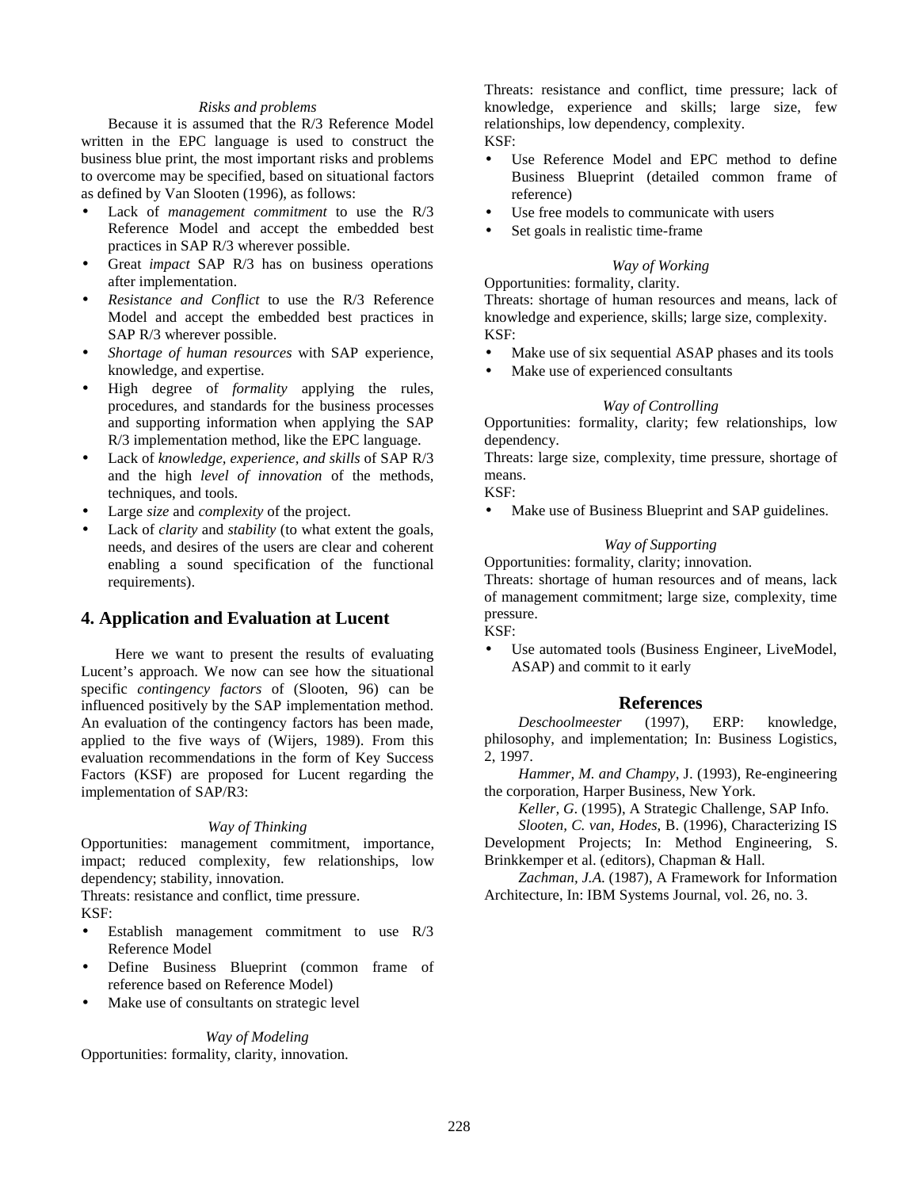*Risks and problems*

Because it is assumed that the R/3 Reference Model written in the EPC language is used to construct the business blue print, the most important risks and problems to overcome may be specified, based on situational factors as defined by Van Slooten (1996), as follows:

- Lack of *management commitment* to use the R/3 Reference Model and accept the embedded best practices in SAP R/3 wherever possible.
- Great *impact* SAP R/3 has on business operations after implementation.
- *Resistance and Conflict* to use the R/3 Reference Model and accept the embedded best practices in SAP R/3 wherever possible.
- *Shortage of human resources* with SAP experience, knowledge, and expertise.
- High degree of *formality* applying the rules, procedures, and standards for the business processes and supporting information when applying the SAP R/3 implementation method, like the EPC language.
- Lack of *knowledge, experience, and skills* of SAP R/3 and the high *level of innovation* of the methods, techniques, and tools.
- Large *size* and *complexity* of the project.
- Lack of *clarity* and *stability* (to what extent the goals, needs, and desires of the users are clear and coherent enabling a sound specification of the functional requirements).

## 4. Application and Evaluation at Lucent

Here we want to present the results of evaluating Lucent's approach. We now can see how the situational specific *contingency factors* of (Slooten, 96) can be influenced positively by the SAP implementation method. An evaluation of the contingency factors has been made, applied to the five ways of (Wijers, 1989). From this evaluation recommendations in the form of Key Success Factors (KSF) are proposed for Lucent regarding the implementation of SAP/R3:

*Way of Thinking*

Opportunities: management commitment, importance, impact; reduced complexity, few relationships, low dependency; stability, innovation.

Threats: resistance and conflict, time pressure.

KSF:

- Establish management commitment to use R/3 Reference Model
- Define Business Blueprint (common frame of reference based on Reference Model)
- Make use of consultants on strategic level

*Way of Modeling*

Opportunities: formality, clarity, innovation.

Threats: resistance and conflict, time pressure; lack of knowledge, experience and skills; large size, few relationships, low dependency, complexity.

KSF:

- Use Reference Model and EPC method to define Business Blueprint (detailed common frame of reference)
- Use free models to communicate with users
- Set goals in realistic time-frame

*Way of Working*

Opportunities: formality, clarity.

Threats: shortage of human resources and means, lack of knowledge and experience, skills; large size, complexity.

KSF:

- Make use of six sequential ASAP phases and its tools
- Make use of experienced consultants

*Way of Controlling*

Opportunities: formality, clarity; few relationships, low dependency.

Threats: large size, complexity, time pressure, shortage of means.

KSF:

- Make use of Business Blueprint and SAP guidelines.

*Way of Supporting*

Opportunities: formality, clarity; innovation.

Threats: shortage of human resources and of means, lack of management commitment; large size, complexity, time pressure.

KSF:

- Use automated tools (Business Engineer, LiveModel, ASAP) and commit to it early

## References

*Deschoolmeester* (1997), ERP: knowledge, philosophy, and implementation; In: Business Logistics, 2, 1997.

*Hammer, M. and Champy*, J. (1993), Re-engineering the corporation, Harper Business, New York.

*Keller, G*. (1995), A Strategic Challenge, SAP Info.

*Slooten, C. van, Hodes*, B. (1996), Characterizing IS Development Projects; In: Method Engineering, S. Brinkkemper et al. (editors), Chapman & Hall.

*Zachman, J.A.* (1987), A Framework for Information Architecture, In: IBM Systems Journal, vol. 26, no. 3.